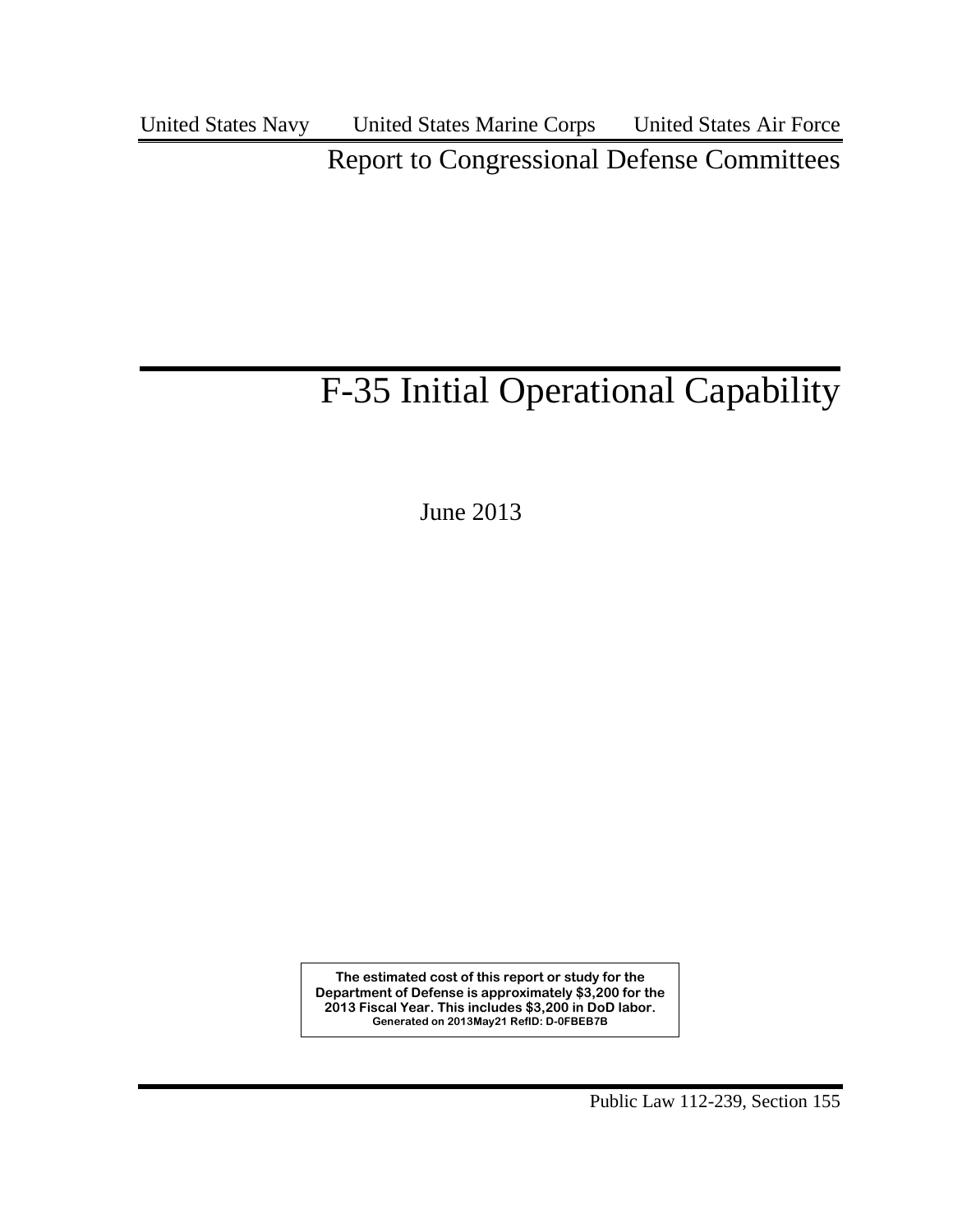United States Navy United States Marine Corps United States Air Force

Report to Congressional Defense Committees

# F-35 Initial Operational Capability

June 2013

**The estimated cost of this report or study for the Department of Defense is approximately $3,200 for the 2013 Fiscal Year. This includes $3,200 in DoD labor.**
**Generated on 2013May21 RefID: D-0FBEB7B**

Public Law 112-239, Section 155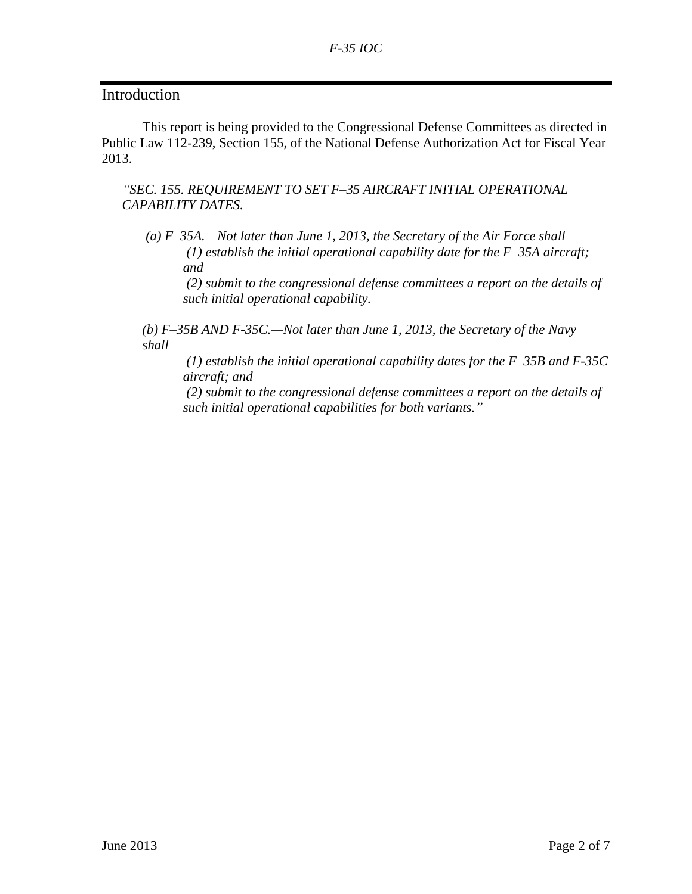## Introduction

This report is being provided to the Congressional Defense Committees as directed in Public Law 112-239, Section 155, of the National Defense Authorization Act for Fiscal Year 2013.

> *"SEC. 155. REQUIREMENT TO SET F–35 AIRCRAFT INITIAL OPERATIONAL CAPABILITY DATES.*
>
> *(a) F–35A.—Not later than June 1, 2013, the Secretary of the Air Force shall—*
>
> *(1) establish the initial operational capability date for the F–35A aircraft; and*
>
> *(2) submit to the congressional defense committees a report on the details of such initial operational capability.*
>
> *(b) F–35B AND F-35C.—Not later than June 1, 2013, the Secretary of the Navy shall—*
>
> *(1) establish the initial operational capability dates for the F–35B and F-35C aircraft; and*
>
> *(2) submit to the congressional defense committees a report on the details of such initial operational capabilities for both variants."*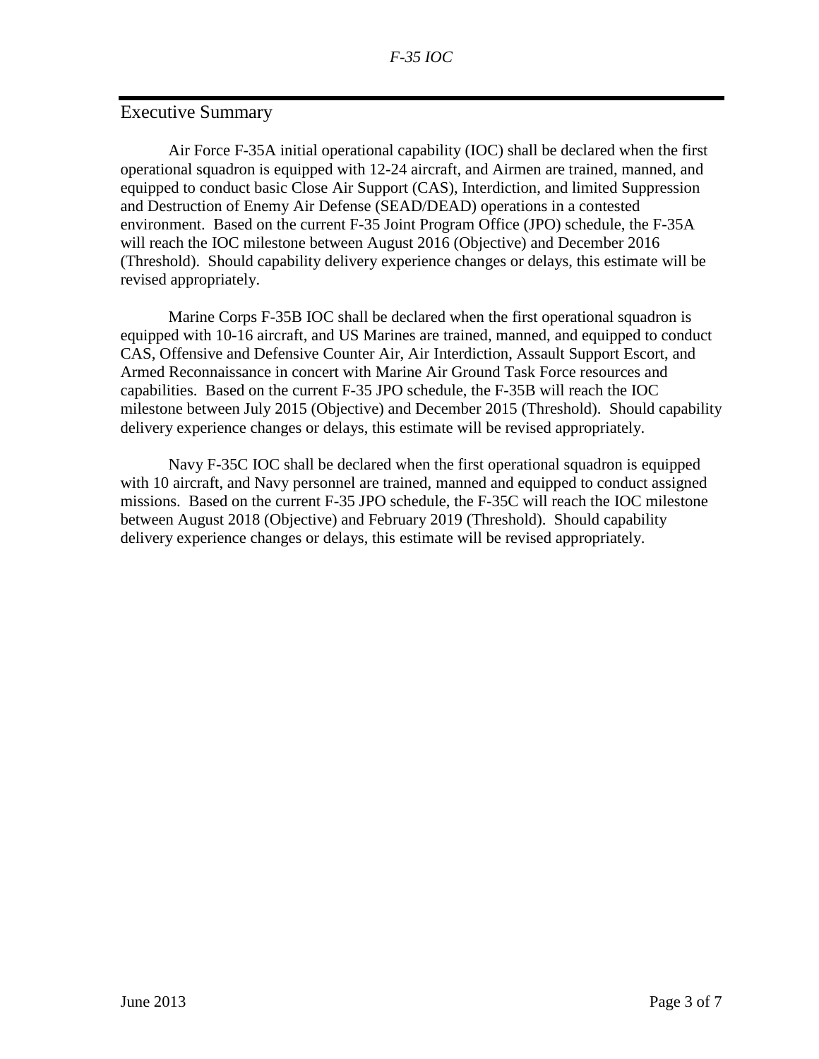## Executive Summary

Air Force F-35A initial operational capability (IOC) shall be declared when the first operational squadron is equipped with 12-24 aircraft, and Airmen are trained, manned, and equipped to conduct basic Close Air Support (CAS), Interdiction, and limited Suppression and Destruction of Enemy Air Defense (SEAD/DEAD) operations in a contested environment. Based on the current F-35 Joint Program Office (JPO) schedule, the F-35A will reach the IOC milestone between August 2016 (Objective) and December 2016 (Threshold). Should capability delivery experience changes or delays, this estimate will be revised appropriately.

Marine Corps F-35B IOC shall be declared when the first operational squadron is equipped with 10-16 aircraft, and US Marines are trained, manned, and equipped to conduct CAS, Offensive and Defensive Counter Air, Air Interdiction, Assault Support Escort, and Armed Reconnaissance in concert with Marine Air Ground Task Force resources and capabilities. Based on the current F-35 JPO schedule, the F-35B will reach the IOC milestone between July 2015 (Objective) and December 2015 (Threshold). Should capability delivery experience changes or delays, this estimate will be revised appropriately.

Navy F-35C IOC shall be declared when the first operational squadron is equipped with 10 aircraft, and Navy personnel are trained, manned and equipped to conduct assigned missions. Based on the current F-35 JPO schedule, the F-35C will reach the IOC milestone between August 2018 (Objective) and February 2019 (Threshold). Should capability delivery experience changes or delays, this estimate will be revised appropriately.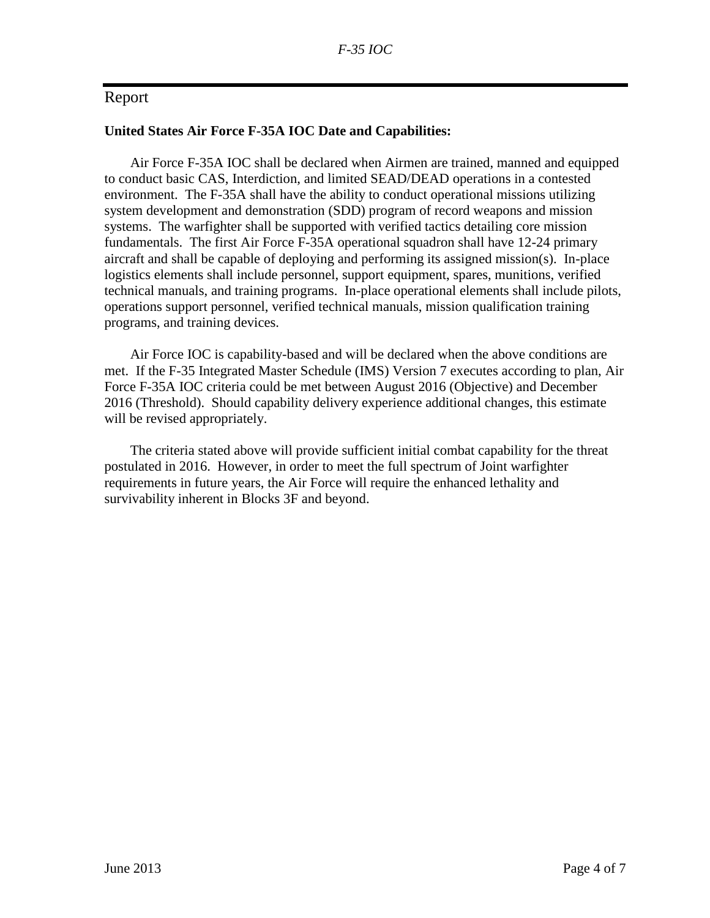## Report

**United States Air Force F-35A IOC Date and Capabilities:**

Air Force F-35A IOC shall be declared when Airmen are trained, manned and equipped to conduct basic CAS, Interdiction, and limited SEAD/DEAD operations in a contested environment. The F-35A shall have the ability to conduct operational missions utilizing system development and demonstration (SDD) program of record weapons and mission systems. The warfighter shall be supported with verified tactics detailing core mission fundamentals. The first Air Force F-35A operational squadron shall have 12-24 primary aircraft and shall be capable of deploying and performing its assigned mission(s). In-place logistics elements shall include personnel, support equipment, spares, munitions, verified technical manuals, and training programs. In-place operational elements shall include pilots, operations support personnel, verified technical manuals, mission qualification training programs, and training devices.

Air Force IOC is capability-based and will be declared when the above conditions are met. If the F-35 Integrated Master Schedule (IMS) Version 7 executes according to plan, Air Force F-35A IOC criteria could be met between August 2016 (Objective) and December 2016 (Threshold). Should capability delivery experience additional changes, this estimate will be revised appropriately.

The criteria stated above will provide sufficient initial combat capability for the threat postulated in 2016. However, in order to meet the full spectrum of Joint warfighter requirements in future years, the Air Force will require the enhanced lethality and survivability inherent in Blocks 3F and beyond.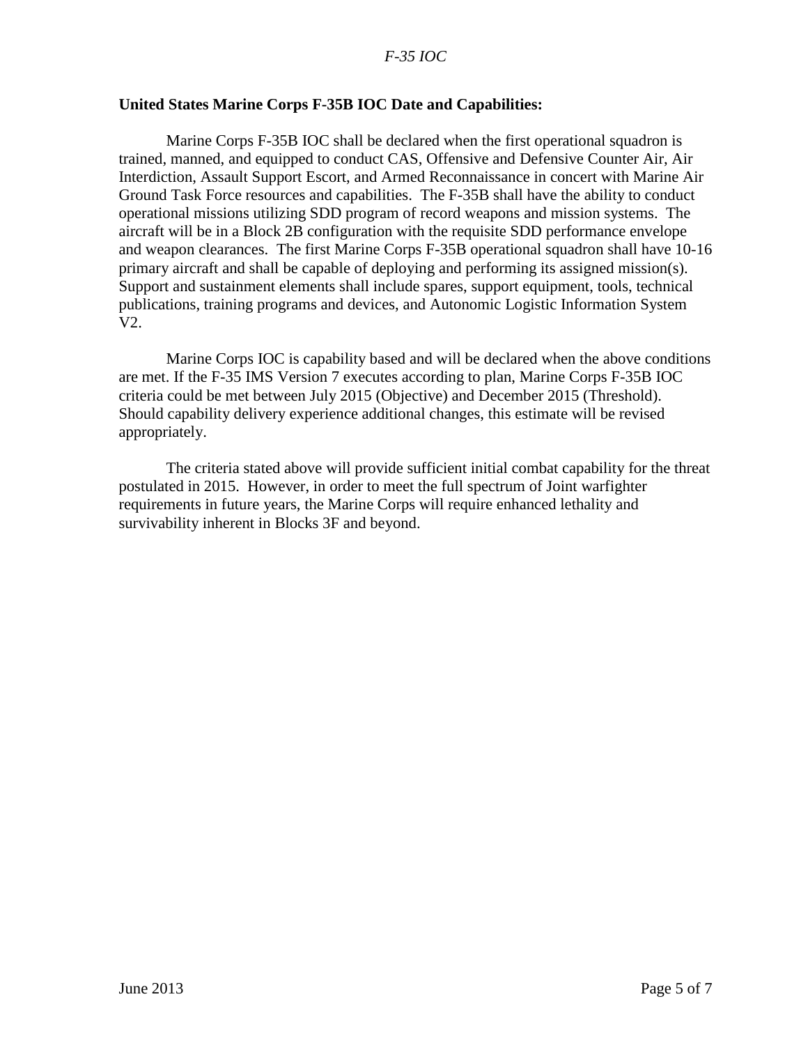**United States Marine Corps F-35B IOC Date and Capabilities:**

Marine Corps F-35B IOC shall be declared when the first operational squadron is trained, manned, and equipped to conduct CAS, Offensive and Defensive Counter Air, Air Interdiction, Assault Support Escort, and Armed Reconnaissance in concert with Marine Air Ground Task Force resources and capabilities. The F-35B shall have the ability to conduct operational missions utilizing SDD program of record weapons and mission systems. The aircraft will be in a Block 2B configuration with the requisite SDD performance envelope and weapon clearances. The first Marine Corps F-35B operational squadron shall have 10-16 primary aircraft and shall be capable of deploying and performing its assigned mission(s). Support and sustainment elements shall include spares, support equipment, tools, technical publications, training programs and devices, and Autonomic Logistic Information System V2.

Marine Corps IOC is capability based and will be declared when the above conditions are met. If the F-35 IMS Version 7 executes according to plan, Marine Corps F-35B IOC criteria could be met between July 2015 (Objective) and December 2015 (Threshold). Should capability delivery experience additional changes, this estimate will be revised appropriately.

The criteria stated above will provide sufficient initial combat capability for the threat postulated in 2015. However, in order to meet the full spectrum of Joint warfighter requirements in future years, the Marine Corps will require enhanced lethality and survivability inherent in Blocks 3F and beyond.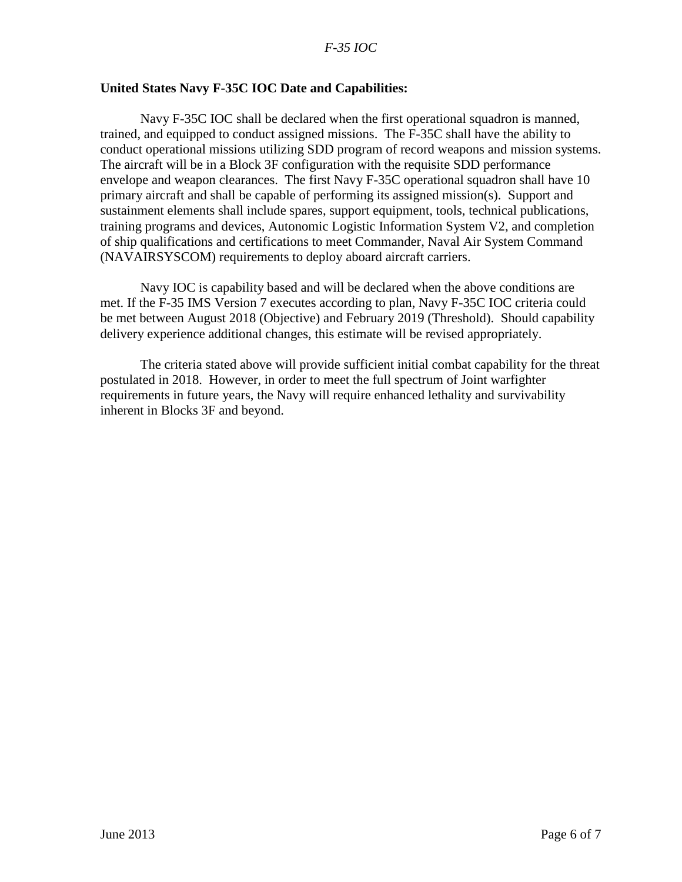**United States Navy F-35C IOC Date and Capabilities:**

Navy F-35C IOC shall be declared when the first operational squadron is manned, trained, and equipped to conduct assigned missions. The F-35C shall have the ability to conduct operational missions utilizing SDD program of record weapons and mission systems. The aircraft will be in a Block 3F configuration with the requisite SDD performance envelope and weapon clearances. The first Navy F-35C operational squadron shall have 10 primary aircraft and shall be capable of performing its assigned mission(s). Support and sustainment elements shall include spares, support equipment, tools, technical publications, training programs and devices, Autonomic Logistic Information System V2, and completion of ship qualifications and certifications to meet Commander, Naval Air System Command (NAVAIRSYSCOM) requirements to deploy aboard aircraft carriers.

Navy IOC is capability based and will be declared when the above conditions are met. If the F-35 IMS Version 7 executes according to plan, Navy F-35C IOC criteria could be met between August 2018 (Objective) and February 2019 (Threshold). Should capability delivery experience additional changes, this estimate will be revised appropriately.

The criteria stated above will provide sufficient initial combat capability for the threat postulated in 2018. However, in order to meet the full spectrum of Joint warfighter requirements in future years, the Navy will require enhanced lethality and survivability inherent in Blocks 3F and beyond.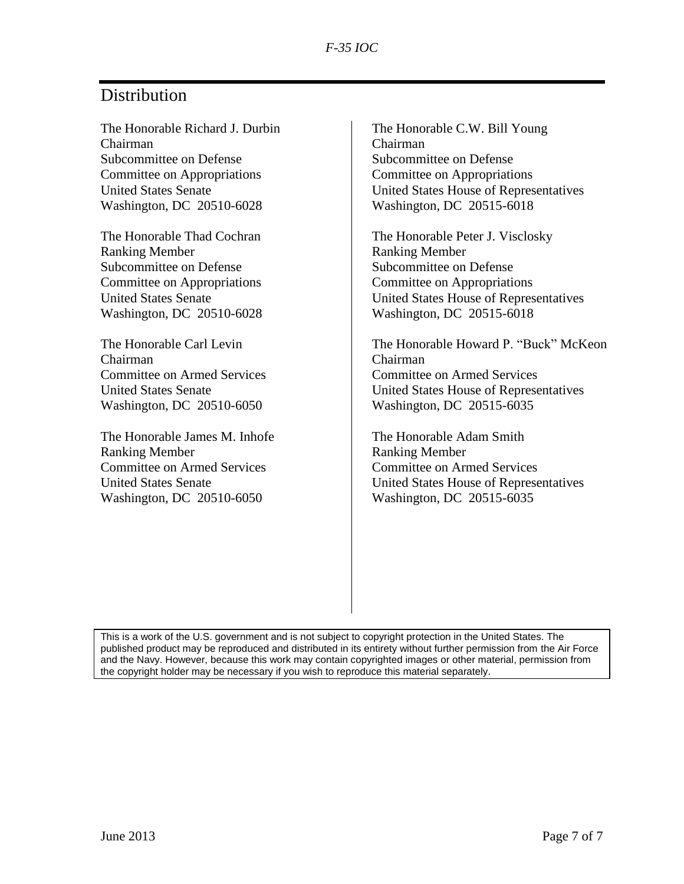## Distribution

The Honorable Richard J. Durbin
Chairman
Subcommittee on Defense
Committee on Appropriations
United States Senate
Washington, DC 20510-6028

The Honorable Thad Cochran
Ranking Member
Subcommittee on Defense
Committee on Appropriations
United States Senate
Washington, DC 20510-6028

The Honorable Carl Levin
Chairman
Committee on Armed Services
United States Senate
Washington, DC 20510-6050

The Honorable James M. Inhofe
Ranking Member
Committee on Armed Services
United States Senate
Washington, DC 20510-6050

The Honorable C.W. Bill Young
Chairman
Subcommittee on Defense
Committee on Appropriations
United States House of Representatives
Washington, DC 20515-6018

The Honorable Peter J. Visclosky
Ranking Member
Subcommittee on Defense
Committee on Appropriations
United States House of Representatives
Washington, DC 20515-6018

The Honorable Howard P. "Buck" McKeon
Chairman
Committee on Armed Services
United States House of Representatives
Washington, DC 20515-6035

The Honorable Adam Smith
Ranking Member
Committee on Armed Services
United States House of Representatives
Washington, DC 20515-6035

This is a work of the U.S. government and is not subject to copyright protection in the United States. The published product may be reproduced and distributed in its entirety without further permission from the Air Force and the Navy. However, because this work may contain copyrighted images or other material, permission from the copyright holder may be necessary if you wish to reproduce this material separately.